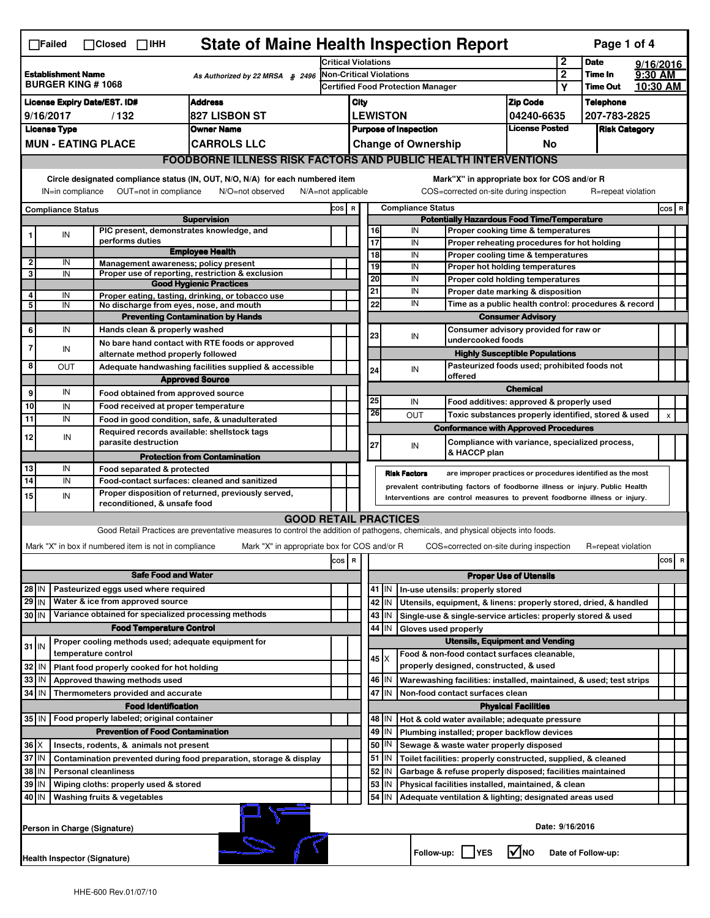☐Failed ☐Closed ☐IHH

# State of Maine Health Inspection Report

| | | | | |
|---|---|---|---|---|
| **Establishment Name** BURGER KING # 1068 | As Authorized by 22 MRSA § 2496 | Critical Violations | 2 | **Date** 9/16/2016 |
| | | Non-Critical Violations | 2 | **Time In** 9:30 AM |
| | | Certified Food Protection Manager | Y | **Time Out** 10:30 AM |

| License Expiry Date/EST. ID# | Address | City | Zip Code | Telephone |
|---|---|---|---|---|
| 9/16/2017 / 132 | 827 LISBON ST | LEWISTON | 04240-6635 | 207-783-2825 |
| **License Type** | **Owner Name** | **Purpose of Inspection** | **License Posted** | **Risk Category** |
| MUN - EATING PLACE | CARROLS LLC | Change of Ownership | No | |

## FOODBORNE ILLNESS RISK FACTORS AND PUBLIC HEALTH INTERVENTIONS

Circle designated compliance status (IN, OUT, N/O, N/A) for each numbered item — Mark "X" in appropriate box for COS and/or R

IN=in compliance OUT=not in compliance N/O=not observed N/A=not applicable COS=corrected on-site during inspection R=repeat violation

| # | Compliance Status | Item | COS | R |
|---|---|---|---|---|
| | | **Supervision** | | |
| 1 | IN | PIC present, demonstrates knowledge, and performs duties | | |
| | | **Employee Health** | | |
| 2 | IN | Management awareness; policy present | | |
| 3 | IN | Proper use of reporting, restriction & exclusion | | |
| | | **Good Hygienic Practices** | | |
| 4 | IN | Proper eating, tasting, drinking, or tobacco use | | |
| 5 | IN | No discharge from eyes, nose, and mouth | | |
| | | **Preventing Contamination by Hands** | | |
| 6 | IN | Hands clean & properly washed | | |
| 7 | IN | No bare hand contact with RTE foods or approved alternate method properly followed | | |
| 8 | OUT | Adequate handwashing facilities supplied & accessible | | |
| | | **Approved Source** | | |
| 9 | IN | Food obtained from approved source | | |
| 10 | IN | Food received at proper temperature | | |
| 11 | IN | Food in good condition, safe, & unadulterated | | |
| 12 | IN | Required records available: shellstock tags parasite destruction | | |
| | | **Protection from Contamination** | | |
| 13 | IN | Food separated & protected | | |
| 14 | IN | Food-contact surfaces: cleaned and sanitized | | |
| 15 | IN | Proper disposition of returned, previously served, reconditioned, & unsafe food | | |
| | | **Potentially Hazardous Food Time/Temperature** | | |
| 16 | IN | Proper cooking time & temperatures | | |
| 17 | IN | Proper reheating procedures for hot holding | | |
| 18 | IN | Proper cooling time & temperatures | | |
| 19 | IN | Proper hot holding temperatures | | |
| 20 | IN | Proper cold holding temperatures | | |
| 21 | IN | Proper date marking & disposition | | |
| 22 | IN | Time as a public health control: procedures & record | | |
| | | **Consumer Advisory** | | |
| 23 | IN | Consumer advisory provided for raw or undercooked foods | | |
| | | **Highly Susceptible Populations** | | |
| 24 | IN | Pasteurized foods used; prohibited foods not offered | | |
| | | **Chemical** | | |
| 25 | IN | Food additives: approved & properly used | | |
| 26 | OUT | Toxic substances properly identified, stored & used | | x |
| | | **Conformance with Approved Procedures** | | |
| 27 | IN | Compliance with variance, specialized process, & HACCP plan | | |

**Risk Factors** are improper practices or procedures identified as the most prevalent contributing factors of foodborne illness or injury. Public Health Interventions are control measures to prevent foodborne illness or injury.

## GOOD RETAIL PRACTICES

Good Retail Practices are preventative measures to control the addition of pathogens, chemicals, and physical objects into foods.

Mark "X" in box if numbered item is not in compliance — Mark "X" in appropriate box for COS and/or R — COS=corrected on-site during inspection R=repeat violation

| # | Status | Item | COS | R |
|---|---|---|---|---|
| | | **Safe Food and Water** | | |
| 28 | IN | Pasteurized eggs used where required | | |
| 29 | IN | Water & ice from approved source | | |
| 30 | IN | Variance obtained for specialized processing methods | | |
| | | **Food Temperature Control** | | |
| 31 | IN | Proper cooling methods used; adequate equipment for temperature control | | |
| 32 | IN | Plant food properly cooked for hot holding | | |
| 33 | IN | Approved thawing methods used | | |
| 34 | IN | Thermometers provided and accurate | | |
| | | **Food Identification** | | |
| 35 | IN | Food properly labeled; original container | | |
| | | **Prevention of Food Contamination** | | |
| 36 | X | Insects, rodents, & animals not present | | |
| 37 | IN | Contamination prevented during food preparation, storage & display | | |
| 38 | IN | Personal cleanliness | | |
| 39 | IN | Wiping cloths: properly used & stored | | |
| 40 | IN | Washing fruits & vegetables | | |
| | | **Proper Use of Utensils** | | |
| 41 | IN | In-use utensils: properly stored | | |
| 42 | IN | Utensils, equipment, & linens: properly stored, dried, & handled | | |
| 43 | IN | Single-use & single-service articles: properly stored & used | | |
| 44 | IN | Gloves used properly | | |
| | | **Utensils, Equipment and Vending** | | |
| 45 | X | Food & non-food contact surfaces cleanable, properly designed, constructed, & used | | |
| 46 | IN | Warewashing facilities: installed, maintained, & used; test strips | | |
| 47 | IN | Non-food contact surfaces clean | | |
| | | **Physical Facilities** | | |
| 48 | IN | Hot & cold water available; adequate pressure | | |
| 49 | IN | Plumbing installed; proper backflow devices | | |
| 50 | IN | Sewage & waste water properly disposed | | |
| 51 | IN | Toilet facilities: properly constructed, supplied, & cleaned | | |
| 52 | IN | Garbage & refuse properly disposed; facilities maintained | | |
| 53 | IN | Physical facilities installed, maintained, & clean | | |
| 54 | IN | Adequate ventilation & lighting; designated areas used | | |

Person in Charge (Signature) — Date: 9/16/2016

Health Inspector (Signature) — Follow-up: ☐ YES ☑ NO — Date of Follow-up:

HHE-600 Rev.01/07/10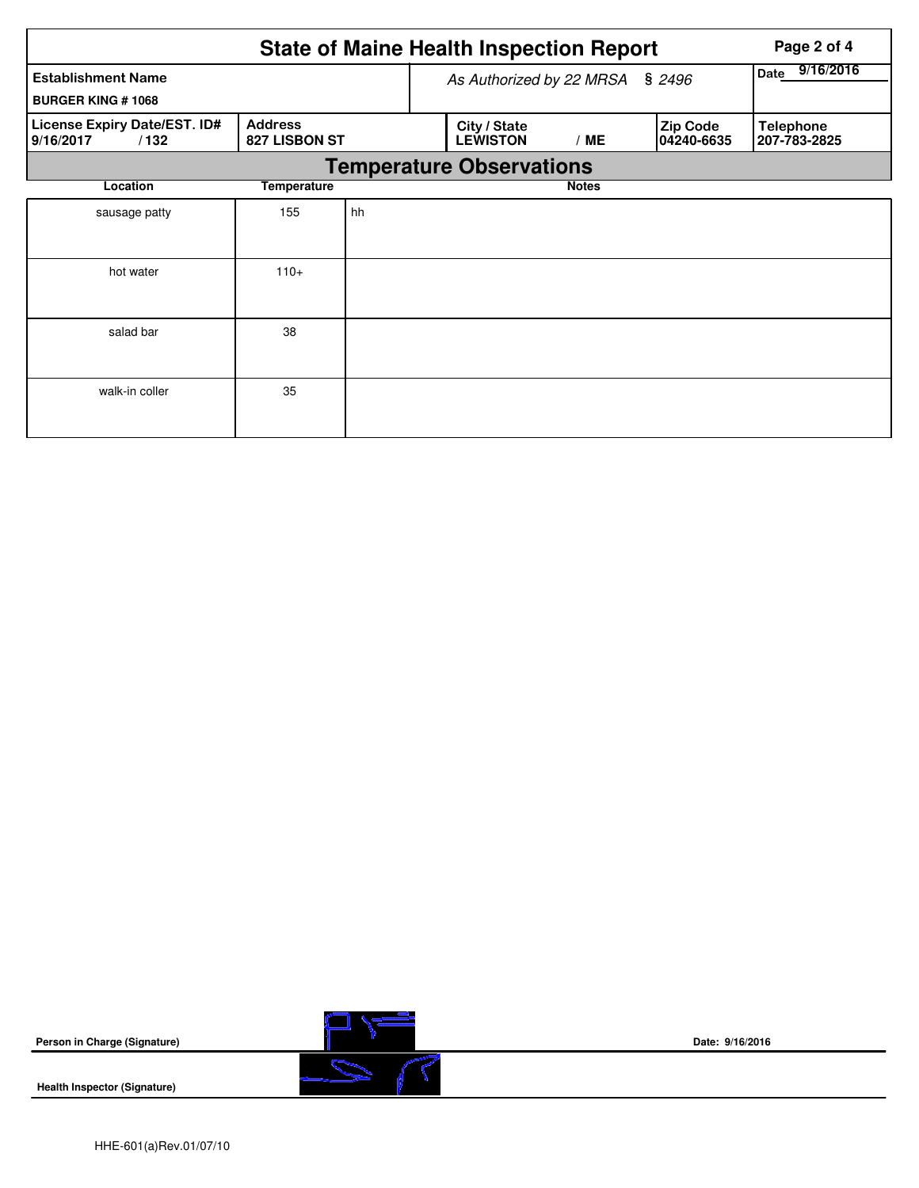# State of Maine Health Inspection Report

| Establishment Name | As Authorized by 22 MRSA § 2496 | | | | Date 9/16/2016 |
|---|---|---|---|---|---|
| BURGER KING # 1068 | | | | | |
| **License Expiry Date/EST. ID#** | **Address** | **City / State** | | **Zip Code** | **Telephone** |
| 9/16/2017 / 132 | 827 LISBON ST | LEWISTON | / ME | 04240-6635 | 207-783-2825 |

## Temperature Observations

| Location | Temperature | Notes |
|---|---|---|
| sausage patty | 155 | hh |
| hot water | 110+ | |
| salad bar | 38 | |
| walk-in coller | 35 | |

**Person in Charge (Signature)** Date: 9/16/2016

**Health Inspector (Signature)**

HHE-601(a)Rev.01/07/10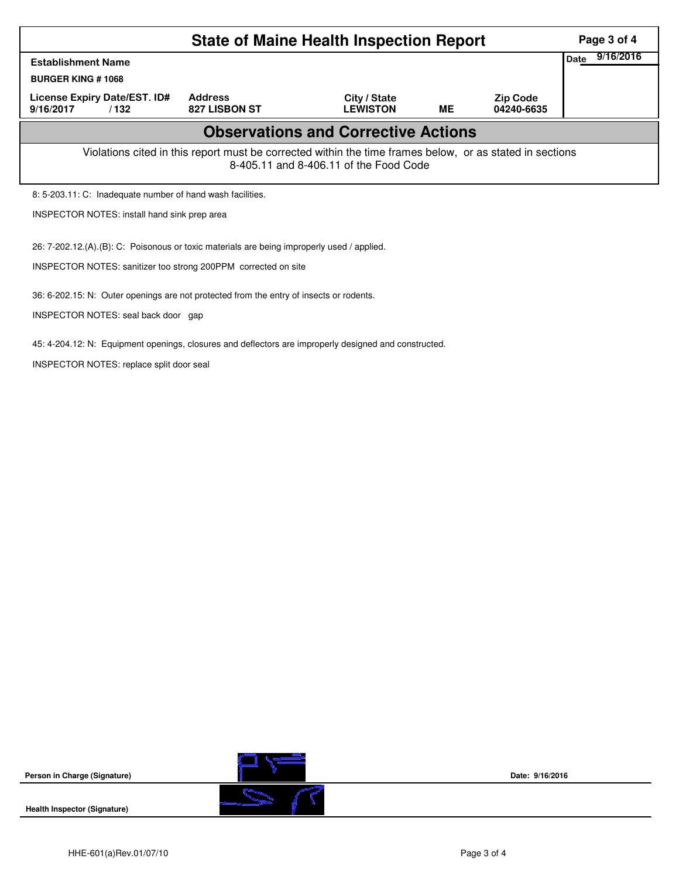# State of Maine Health Inspection Report

| Establishment Name | | | | | Date 9/16/2016 |
|---|---|---|---|---|---|
| BURGER KING # 1068 | | | | | |
| License Expiry Date/EST. ID# | Address | City / State | | Zip Code | |
| 9/16/2017 / 132 | 827 LISBON ST | LEWISTON | ME | 04240-6635 | |

## Observations and Corrective Actions

Violations cited in this report must be corrected within the time frames below, or as stated in sections 8-405.11 and 8-406.11 of the Food Code

8: 5-203.11: C: Inadequate number of hand wash facilities.

INSPECTOR NOTES: install hand sink prep area

26: 7-202.12.(A).(B): C: Poisonous or toxic materials are being improperly used / applied.

INSPECTOR NOTES: sanitizer too strong 200PPM corrected on site

36: 6-202.15: N: Outer openings are not protected from the entry of insects or rodents.

INSPECTOR NOTES: seal back door gap

45: 4-204.12: N: Equipment openings, closures and deflectors are improperly designed and constructed.

INSPECTOR NOTES: replace split door seal

**Person in Charge (Signature)** **Date: 9/16/2016**

**Health Inspector (Signature)**

HHE-601(a)Rev.01/07/10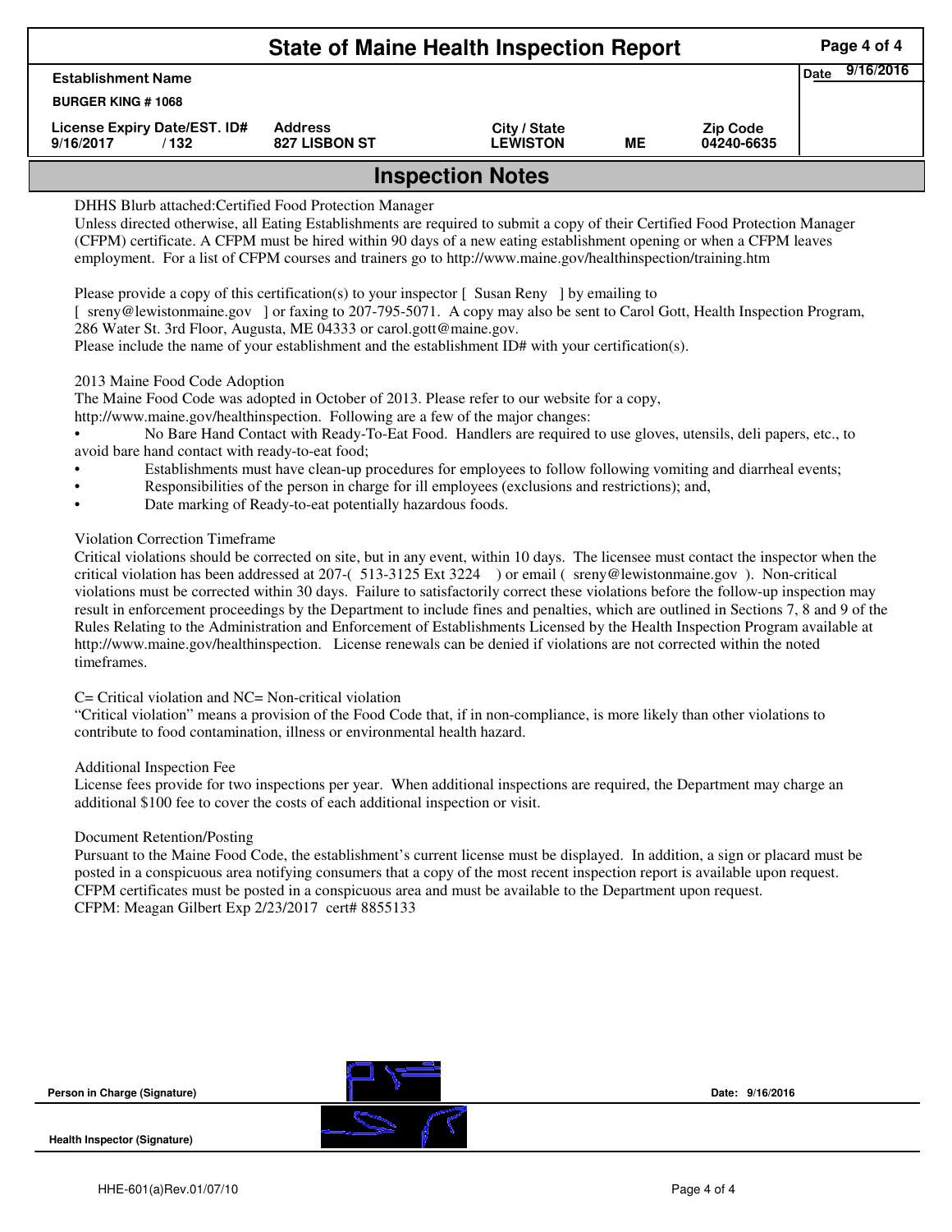# State of Maine Health Inspection Report

| Establishment Name | | | | | Date 9/16/2016 |
|---|---|---|---|---|---|
| BURGER KING # 1068 | | | | | |
| License Expiry Date/EST. ID# | Address | City / State | | Zip Code | |
| 9/16/2017 / 132 | 827 LISBON ST | LEWISTON | ME | 04240-6635 | |

## Inspection Notes

DHHS Blurb attached:Certified Food Protection Manager

Unless directed otherwise, all Eating Establishments are required to submit a copy of their Certified Food Protection Manager (CFPM) certificate. A CFPM must be hired within 90 days of a new eating establishment opening or when a CFPM leaves employment. For a list of CFPM courses and trainers go to http://www.maine.gov/healthinspection/training.htm

Please provide a copy of this certification(s) to your inspector [ Susan Reny ] by emailing to [ sreny@lewistonmaine.gov ] or faxing to 207-795-5071. A copy may also be sent to Carol Gott, Health Inspection Program, 286 Water St. 3rd Floor, Augusta, ME 04333 or carol.gott@maine.gov.

Please include the name of your establishment and the establishment ID# with your certification(s).

2013 Maine Food Code Adoption

The Maine Food Code was adopted in October of 2013. Please refer to our website for a copy, http://www.maine.gov/healthinspection. Following are a few of the major changes:

- No Bare Hand Contact with Ready-To-Eat Food. Handlers are required to use gloves, utensils, deli papers, etc., to avoid bare hand contact with ready-to-eat food;
- Establishments must have clean-up procedures for employees to follow following vomiting and diarrheal events;
- Responsibilities of the person in charge for ill employees (exclusions and restrictions); and,
- Date marking of Ready-to-eat potentially hazardous foods.

Violation Correction Timeframe

Critical violations should be corrected on site, but in any event, within 10 days. The licensee must contact the inspector when the critical violation has been addressed at 207-( 513-3125 Ext 3224 ) or email ( sreny@lewistonmaine.gov ). Non-critical violations must be corrected within 30 days. Failure to satisfactorily correct these violations before the follow-up inspection may result in enforcement proceedings by the Department to include fines and penalties, which are outlined in Sections 7, 8 and 9 of the Rules Relating to the Administration and Enforcement of Establishments Licensed by the Health Inspection Program available at http://www.maine.gov/healthinspection. License renewals can be denied if violations are not corrected within the noted timeframes.

C= Critical violation and NC= Non-critical violation

"Critical violation" means a provision of the Food Code that, if in non-compliance, is more likely than other violations to contribute to food contamination, illness or environmental health hazard.

Additional Inspection Fee

License fees provide for two inspections per year. When additional inspections are required, the Department may charge an additional $100 fee to cover the costs of each additional inspection or visit.

Document Retention/Posting

Pursuant to the Maine Food Code, the establishment's current license must be displayed. In addition, a sign or placard must be posted in a conspicuous area notifying consumers that a copy of the most recent inspection report is available upon request. CFPM certificates must be posted in a conspicuous area and must be available to the Department upon request.

CFPM: Meagan Gilbert Exp 2/23/2017 cert# 8855133

Person in Charge (Signature) Date: 9/16/2016

Health Inspector (Signature)

HHE-601(a)Rev.01/07/10